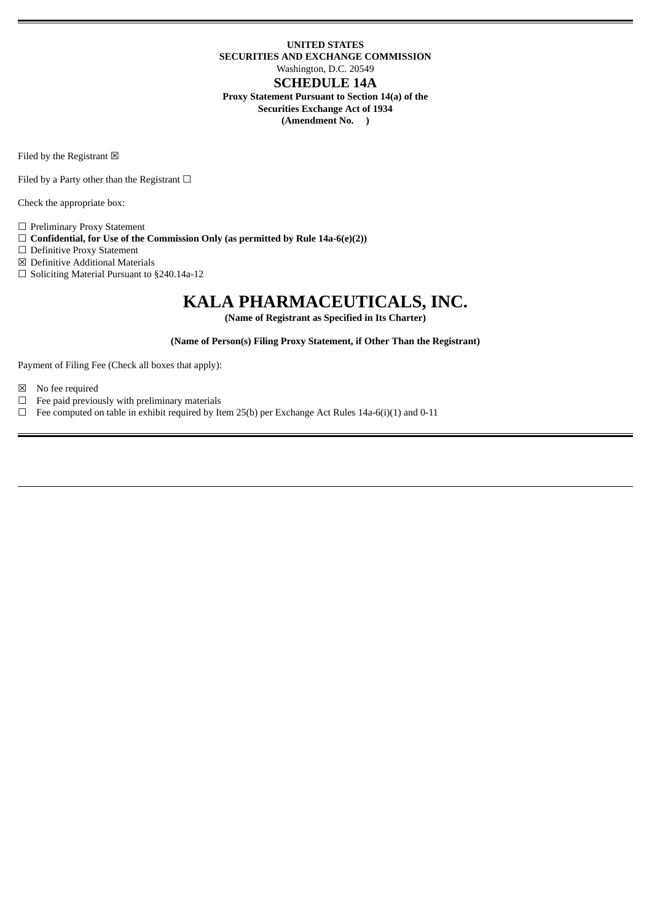**UNITED STATES**
**SECURITIES AND EXCHANGE COMMISSION**
Washington, D.C. 20549

# SCHEDULE 14A

**Proxy Statement Pursuant to Section 14(a) of the**
**Securities Exchange Act of 1934**
**(Amendment No. )**

Filed by the Registrant ☒

Filed by a Party other than the Registrant ☐

Check the appropriate box:

☐ Preliminary Proxy Statement
☐ **Confidential, for Use of the Commission Only (as permitted by Rule 14a-6(e)(2))**
☐ Definitive Proxy Statement
☒ Definitive Additional Materials
☐ Soliciting Material Pursuant to §240.14a-12

# KALA PHARMACEUTICALS, INC.

**(Name of Registrant as Specified in Its Charter)**

**(Name of Person(s) Filing Proxy Statement, if Other Than the Registrant)**

Payment of Filing Fee (Check all boxes that apply):

☒ No fee required
☐ Fee paid previously with preliminary materials
☐ Fee computed on table in exhibit required by Item 25(b) per Exchange Act Rules 14a-6(i)(1) and 0-11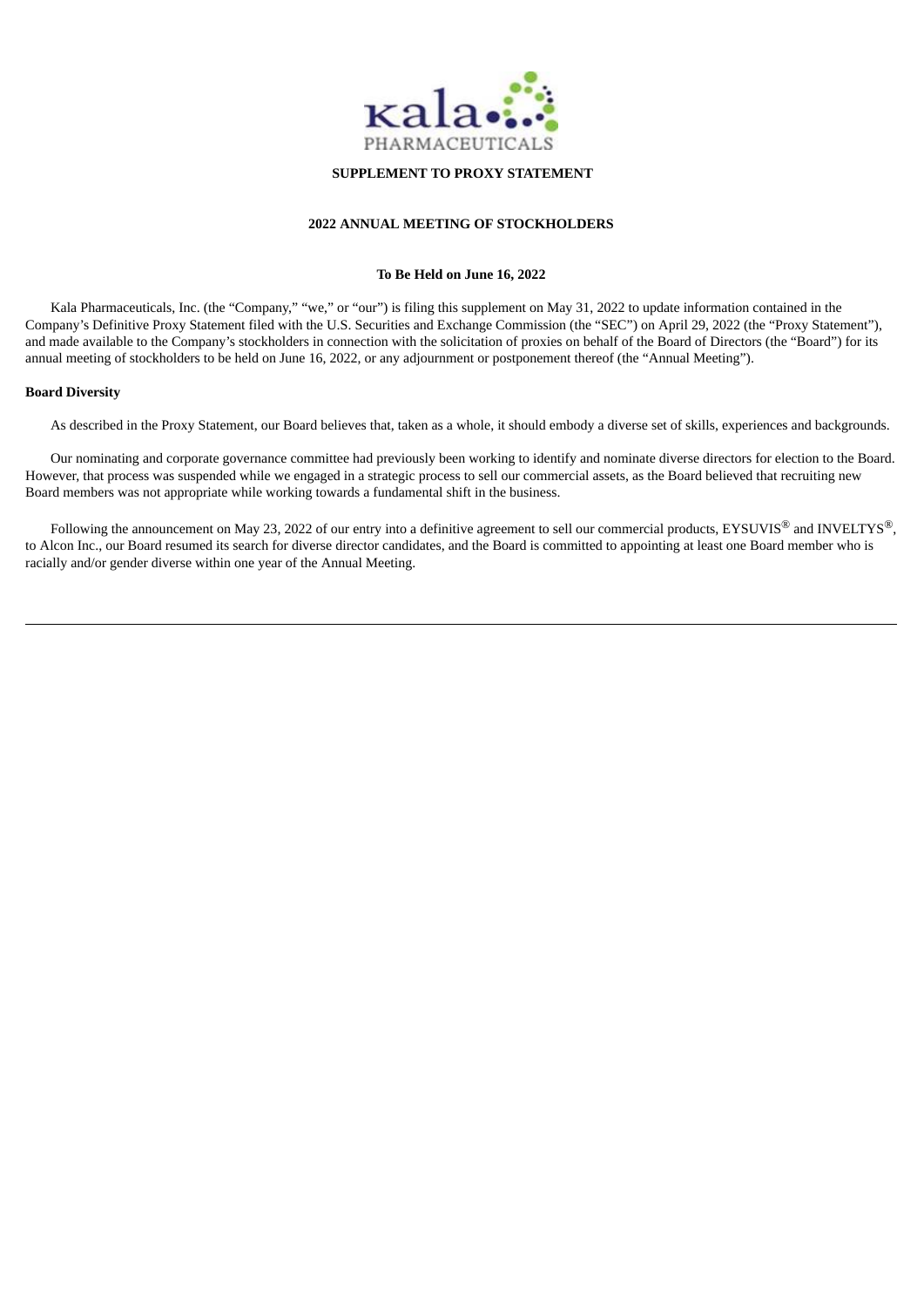**SUPPLEMENT TO PROXY STATEMENT**

**2022 ANNUAL MEETING OF STOCKHOLDERS**

**To Be Held on June 16, 2022**

Kala Pharmaceuticals, Inc. (the "Company," "we," or "our") is filing this supplement on May 31, 2022 to update information contained in the Company's Definitive Proxy Statement filed with the U.S. Securities and Exchange Commission (the "SEC") on April 29, 2022 (the "Proxy Statement"), and made available to the Company's stockholders in connection with the solicitation of proxies on behalf of the Board of Directors (the "Board") for its annual meeting of stockholders to be held on June 16, 2022, or any adjournment or postponement thereof (the "Annual Meeting").

**Board Diversity**

As described in the Proxy Statement, our Board believes that, taken as a whole, it should embody a diverse set of skills, experiences and backgrounds.

Our nominating and corporate governance committee had previously been working to identify and nominate diverse directors for election to the Board. However, that process was suspended while we engaged in a strategic process to sell our commercial assets, as the Board believed that recruiting new Board members was not appropriate while working towards a fundamental shift in the business.

Following the announcement on May 23, 2022 of our entry into a definitive agreement to sell our commercial products, EYSUVIS® and INVELTYS®, to Alcon Inc., our Board resumed its search for diverse director candidates, and the Board is committed to appointing at least one Board member who is racially and/or gender diverse within one year of the Annual Meeting.